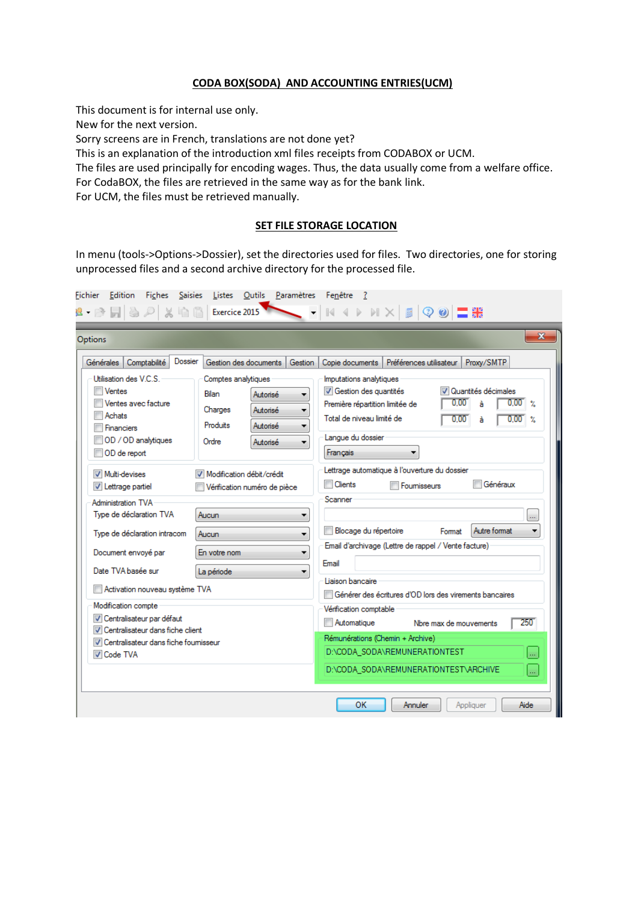# CODA BOX(SODA) AND ACCOUNTING ENTRIES(UCM)

This document is for internal use only.
New for the next version.
Sorry screens are in French, translations are not done yet?
This is an explanation of the introduction xml files receipts from CODABOX or UCM.
The files are used principally for encoding wages. Thus, the data usually come from a welfare office.
For CodaBOX, the files are retrieved in the same way as for the bank link.
For UCM, the files must be retrieved manually.

## SET FILE STORAGE LOCATION

In menu (tools->Options->Dossier), set the directories used for files. Two directories, one for storing unprocessed files and a second archive directory for the processed file.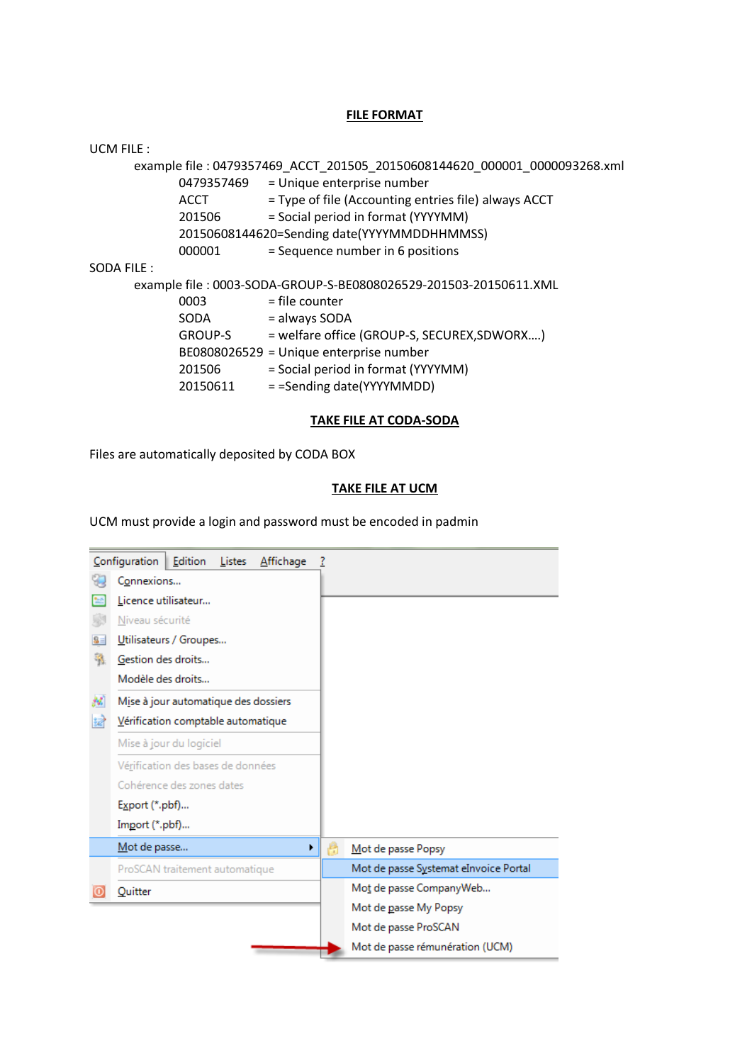## FILE FORMAT

UCM FILE :

example file : 0479357469_ACCT_201505_20150608144620_000001_0000093268.xml

0479357469 = Unique enterprise number
ACCT = Type of file (Accounting entries file) always ACCT
201506 = Social period in format (YYYYMM)
20150608144620=Sending date(YYYYMMDDHHMMSS)
000001 = Sequence number in 6 positions

SODA FILE :

example file : 0003-SODA-GROUP-S-BE0808026529-201503-20150611.XML

0003 = file counter
SODA = always SODA
GROUP-S = welfare office (GROUP-S, SECUREX,SDWORX….)
BE0808026529 = Unique enterprise number
201506 = Social period in format (YYYYMM)
20150611 = =Sending date(YYYYMMDD)

## TAKE FILE AT CODA-SODA

Files are automatically deposited by CODA BOX

## TAKE FILE AT UCM

UCM must provide a login and password must be encoded in padmin

Configuration | Edition | Listes | Affichage | ?

- Connexions...
- Licence utilisateur...
- Niveau sécurité
- Utilisateurs / Groupes...
- Gestion des droits...
- Modèle des droits...
- Mise à jour automatique des dossiers
- Vérification comptable automatique
- Mise à jour du logiciel
- Vérification des bases de données
- Cohérence des zones dates
- Export (*.pbf)...
- Import (*.pbf)...
- Mot de passe...
  - Mot de passe Popsy
  - Mot de passe Systemat eInvoice Portal
  - Mot de passe CompanyWeb...
  - Mot de passe My Popsy
  - Mot de passe ProSCAN
  - Mot de passe rémunération (UCM)
- ProSCAN traitement automatique
- Quitter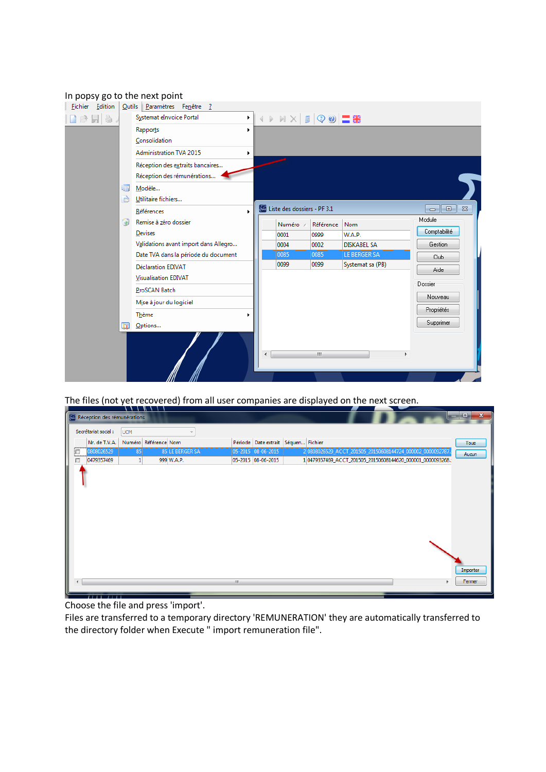In popsy go to the next point

The files (not yet recovered) from all user companies are displayed on the next screen.

Choose the file and press 'import'.

Files are transferred to a temporary directory 'REMUNERATION' they are automatically transferred to the directory folder when Execute " import remuneration file".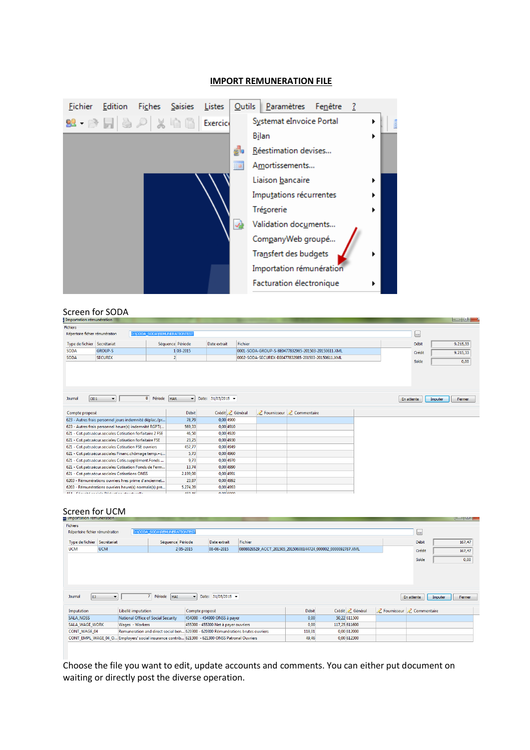# IMPORT REMUNERATION FILE

Screen for SODA

Screen for UCM

Choose the file you want to edit, update accounts and comments. You can either put document on waiting or directly post the diverse operation.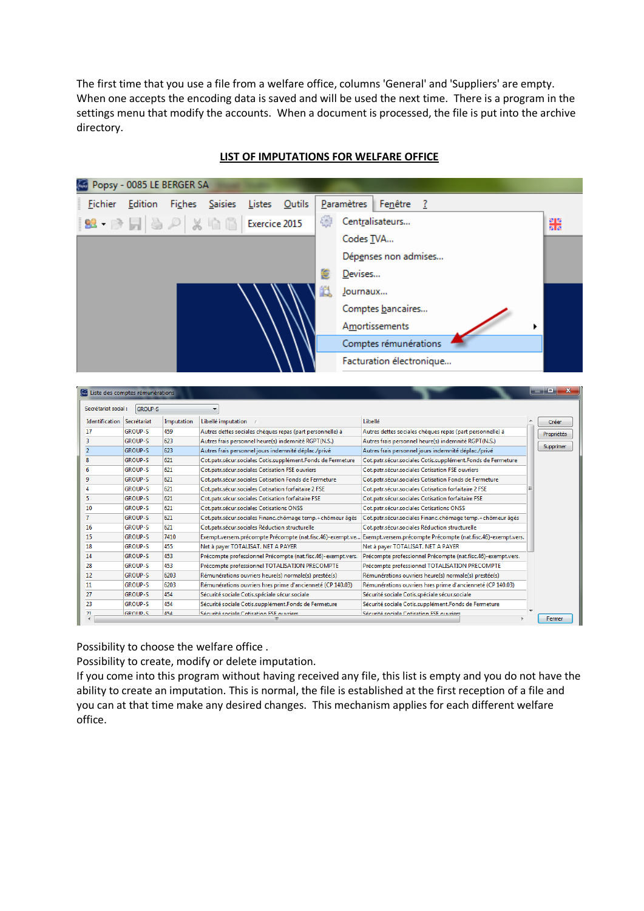The first time that you use a file from a welfare office, columns 'General' and 'Suppliers' are empty. When one accepts the encoding data is saved and will be used the next time. There is a program in the settings menu that modify the accounts. When a document is processed, the file is put into the archive directory.

## LIST OF IMPUTATIONS FOR WELFARE OFFICE

Possibility to choose the welfare office .
Possibility to create, modify or delete imputation.
If you come into this program without having received any file, this list is empty and you do not have the ability to create an imputation. This is normal, the file is established at the first reception of a file and you can at that time make any desired changes. This mechanism applies for each different welfare office.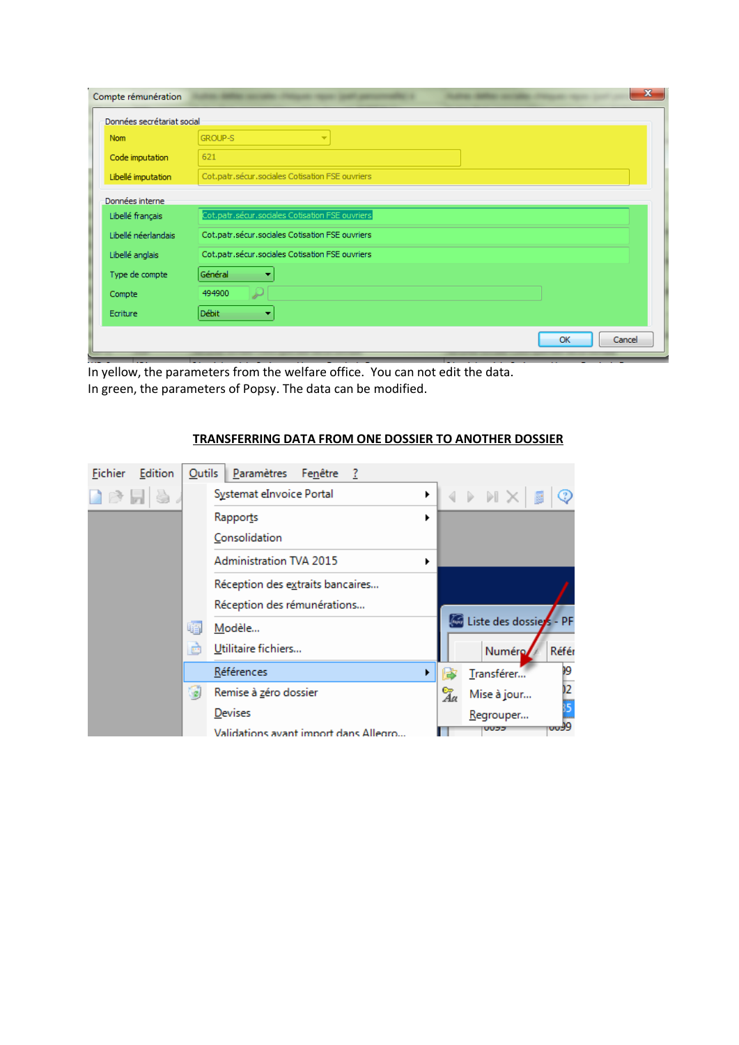In yellow, the parameters from the welfare office. You can not edit the data.
In green, the parameters of Popsy. The data can be modified.

## TRANSFERRING DATA FROM ONE DOSSIER TO ANOTHER DOSSIER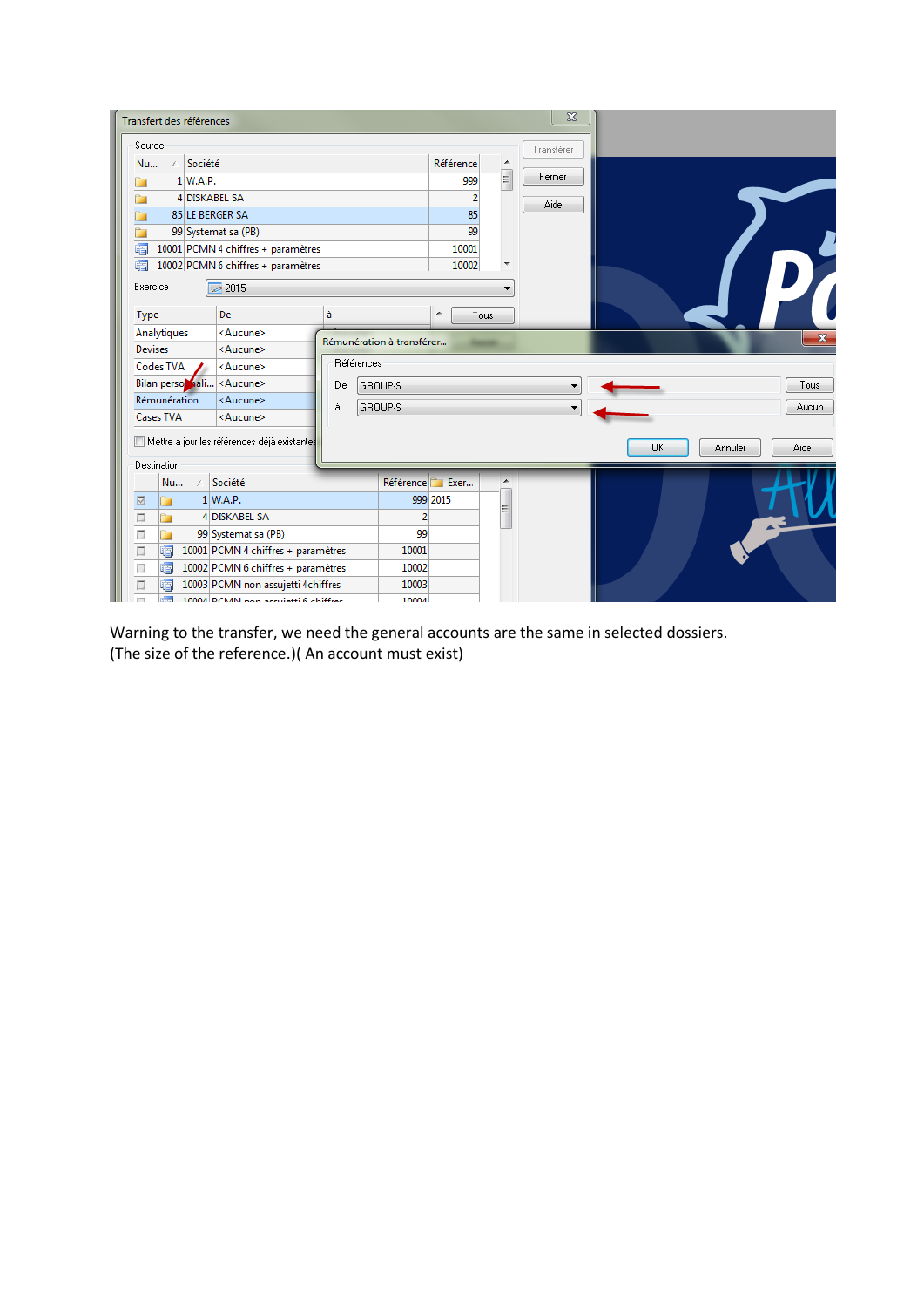Warning to the transfer, we need the general accounts are the same in selected dossiers. (The size of the reference.)( An account must exist)